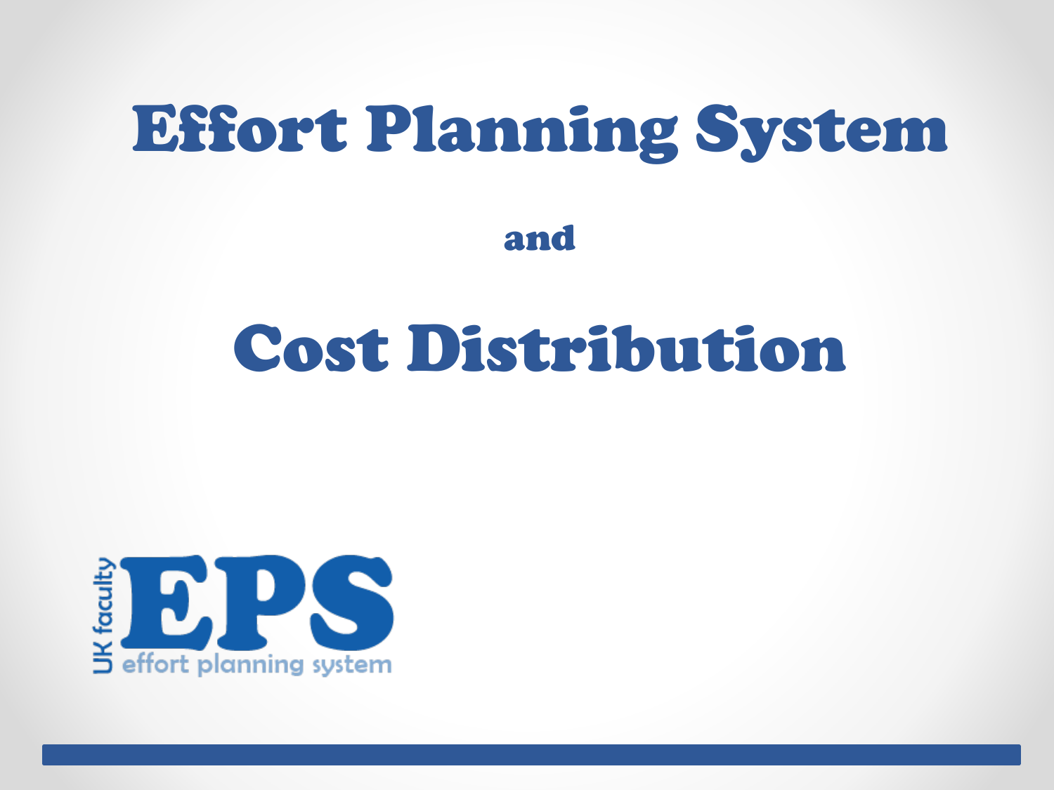# Effort Planning System

and

# Cost Distribution

UK faculty EPS effort planning system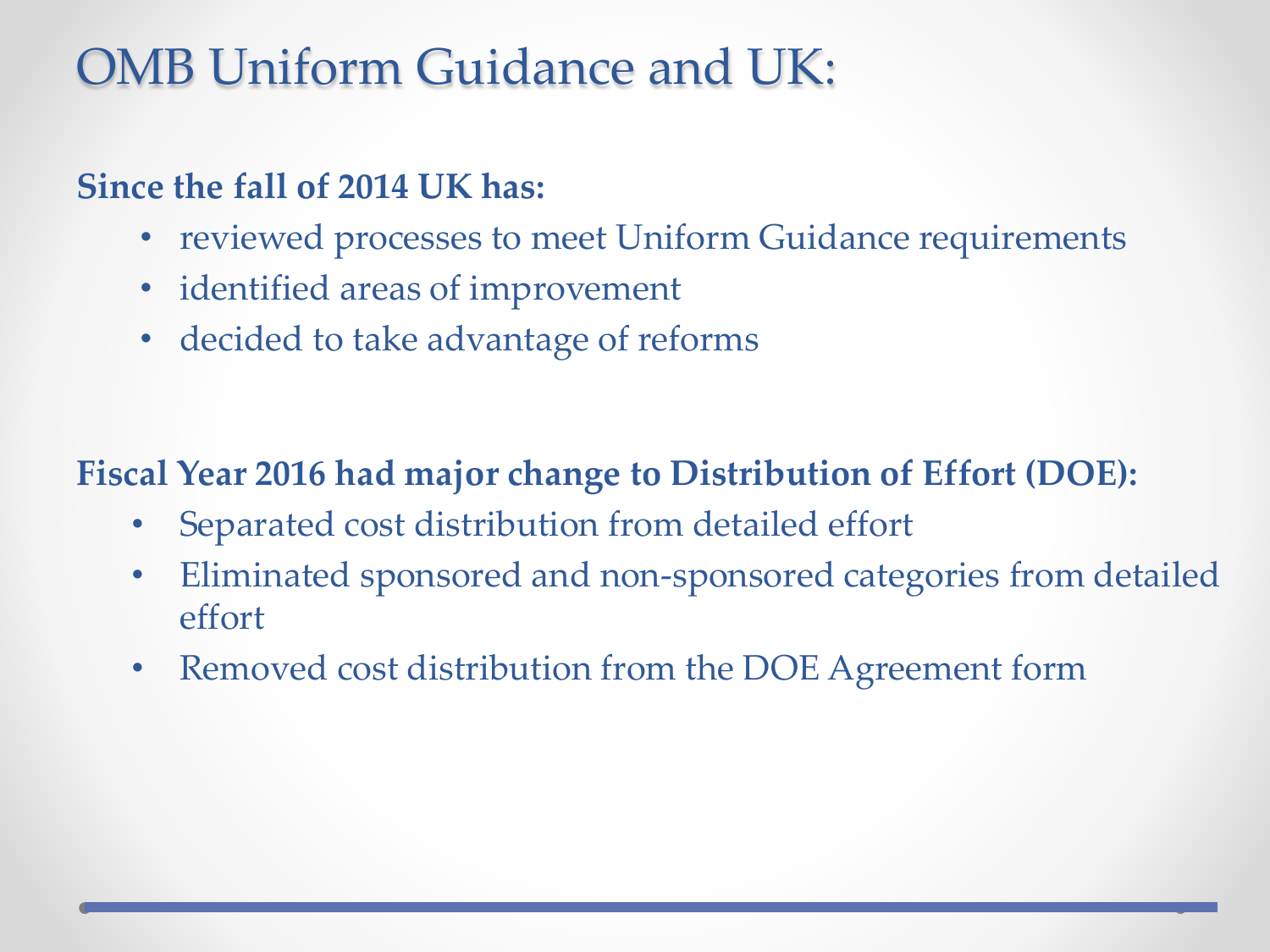# OMB Uniform Guidance and UK:

**Since the fall of 2014 UK has:**

- reviewed processes to meet Uniform Guidance requirements
- identified areas of improvement
- decided to take advantage of reforms

**Fiscal Year 2016 had major change to Distribution of Effort (DOE):**

- Separated cost distribution from detailed effort
- Eliminated sponsored and non-sponsored categories from detailed effort
- Removed cost distribution from the DOE Agreement form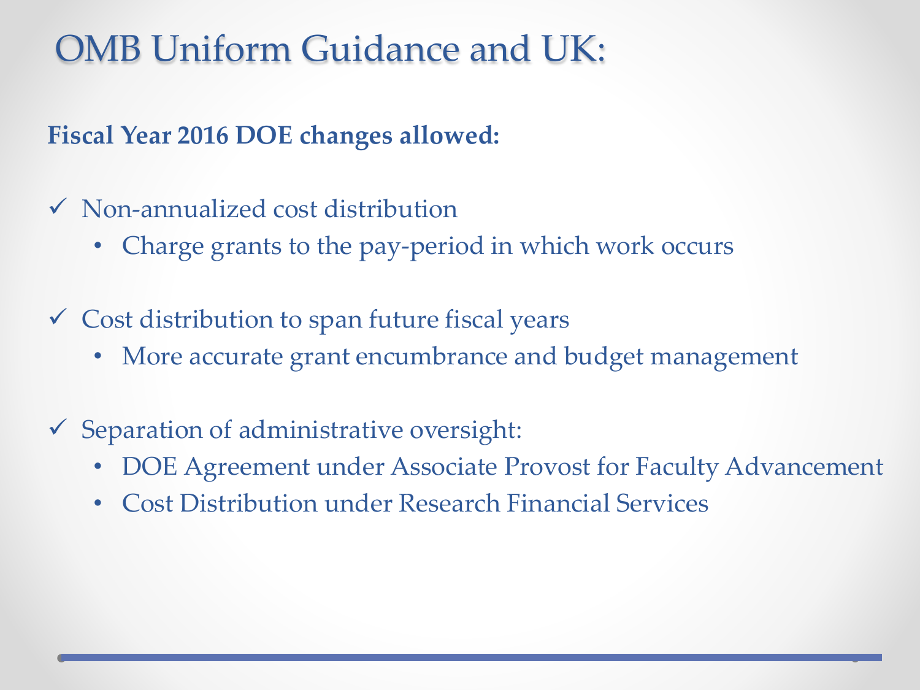# OMB Uniform Guidance and UK:

**Fiscal Year 2016 DOE changes allowed:**

- ✓ Non-annualized cost distribution
  - Charge grants to the pay-period in which work occurs
- ✓ Cost distribution to span future fiscal years
  - More accurate grant encumbrance and budget management
- ✓ Separation of administrative oversight:
  - DOE Agreement under Associate Provost for Faculty Advancement
  - Cost Distribution under Research Financial Services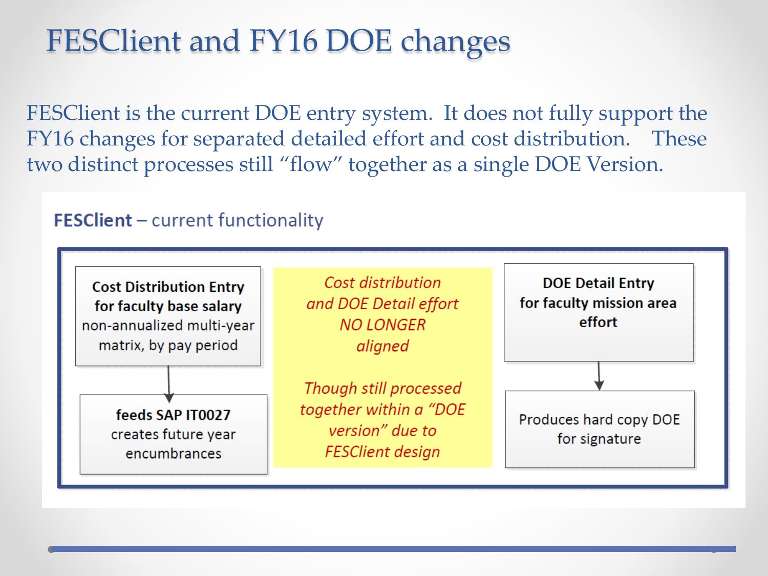# FESClient and FY16 DOE changes

FESClient is the current DOE entry system. It does not fully support the FY16 changes for separated detailed effort and cost distribution. These two distinct processes still "flow" together as a single DOE Version.

**FESClient** – current functionality

**Cost Distribution Entry for faculty base salary**
non-annualized multi-year matrix, by pay period

↓

**feeds SAP IT0027**
creates future year encumbrances

*Cost distribution and DOE Detail effort NO LONGER aligned*

*Though still processed together within a "DOE version" due to FESClient design*

**DOE Detail Entry for faculty mission area effort**

↓

Produces hard copy DOE for signature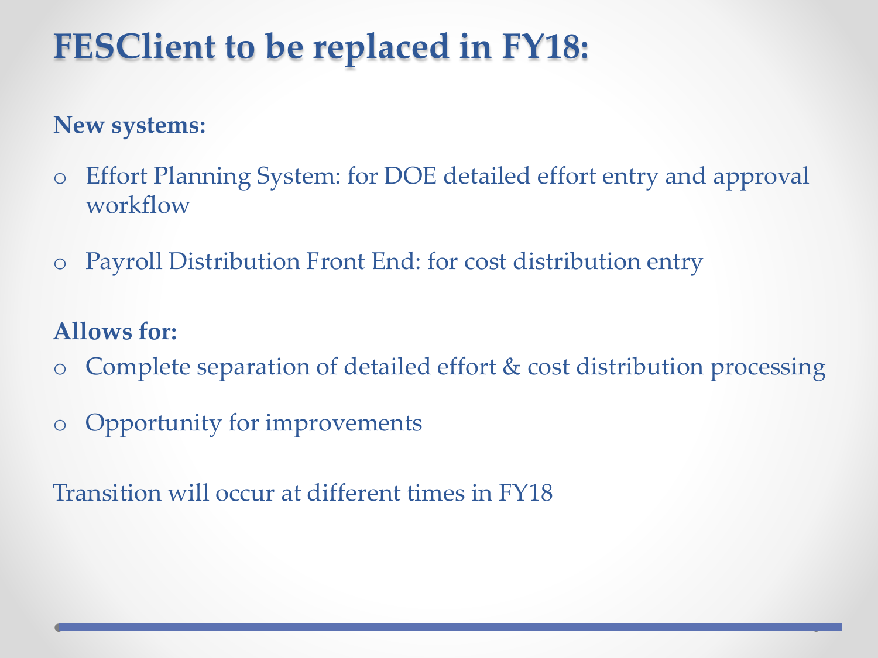# FESClient to be replaced in FY18:

**New systems:**

- Effort Planning System: for DOE detailed effort entry and approval workflow
- Payroll Distribution Front End: for cost distribution entry

**Allows for:**

- Complete separation of detailed effort & cost distribution processing
- Opportunity for improvements

Transition will occur at different times in FY18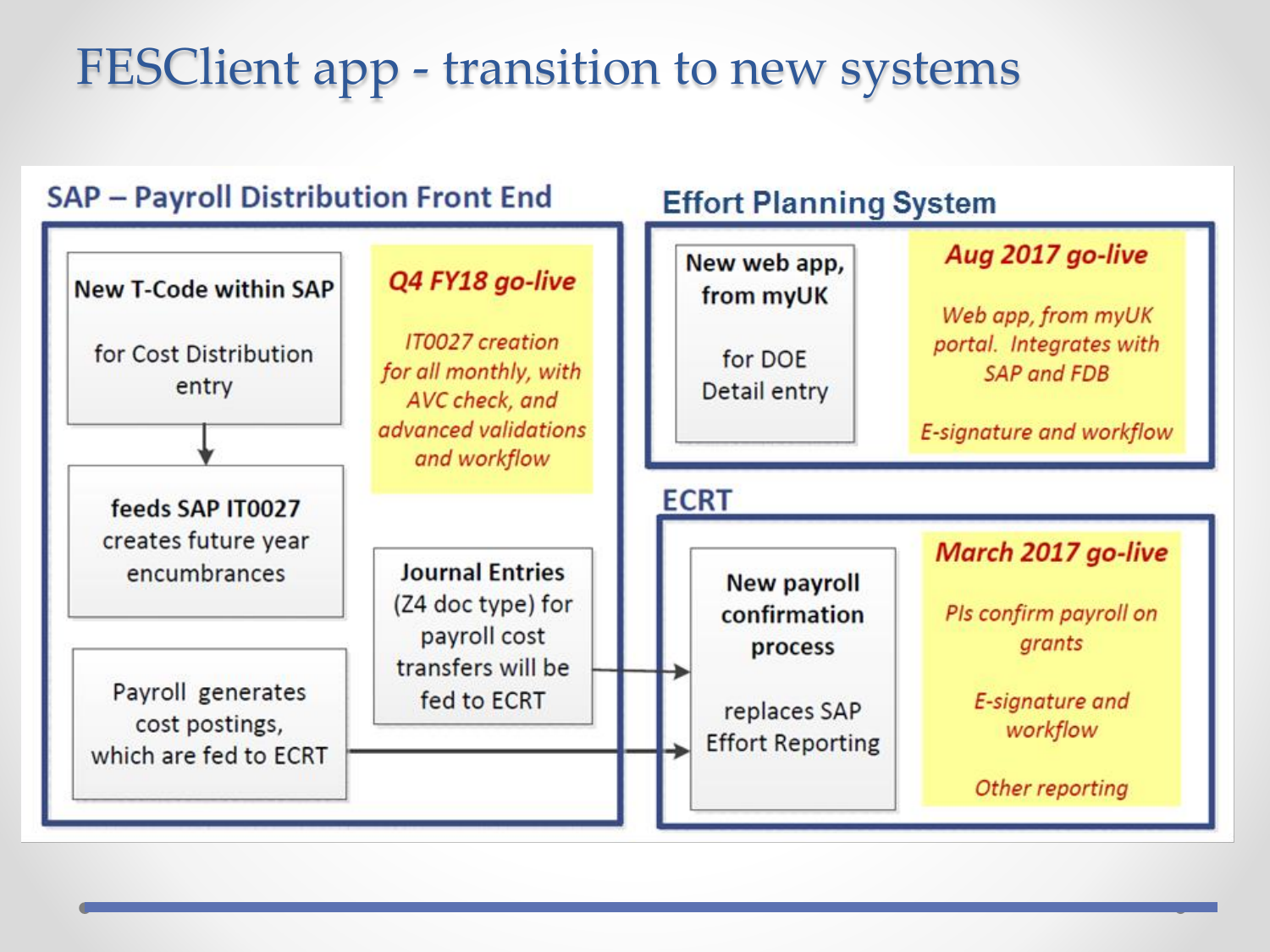# FESClient app - transition to new systems

## SAP – Payroll Distribution Front End

**New T-Code within SAP**

for Cost Distribution entry

↓

**feeds SAP IT0027**
creates future year encumbrances

*Q4 FY18 go-live*

*IT0027 creation for all monthly, with AVC check, and advanced validations and workflow*

**Journal Entries** (Z4 doc type) for payroll cost transfers will be fed to ECRT

Payroll generates cost postings, which are fed to ECRT

## Effort Planning System

**New web app, from myUK**

for DOE Detail entry

*Aug 2017 go-live*

*Web app, from myUK portal. Integrates with SAP and FDB*

*E-signature and workflow*

## ECRT

**New payroll confirmation process**

replaces SAP Effort Reporting

*March 2017 go-live*

*PIs confirm payroll on grants*

*E-signature and workflow*

*Other reporting*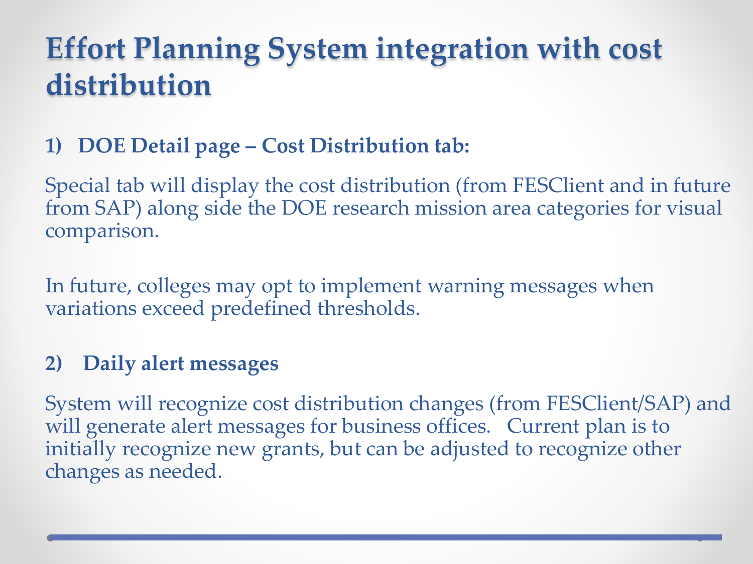# Effort Planning System integration with cost distribution

### 1) DOE Detail page – Cost Distribution tab:

Special tab will display the cost distribution (from FESClient and in future from SAP) along side the DOE research mission area categories for visual comparison.

In future, colleges may opt to implement warning messages when variations exceed predefined thresholds.

### 2) Daily alert messages

System will recognize cost distribution changes (from FESClient/SAP) and will generate alert messages for business offices. Current plan is to initially recognize new grants, but can be adjusted to recognize other changes as needed.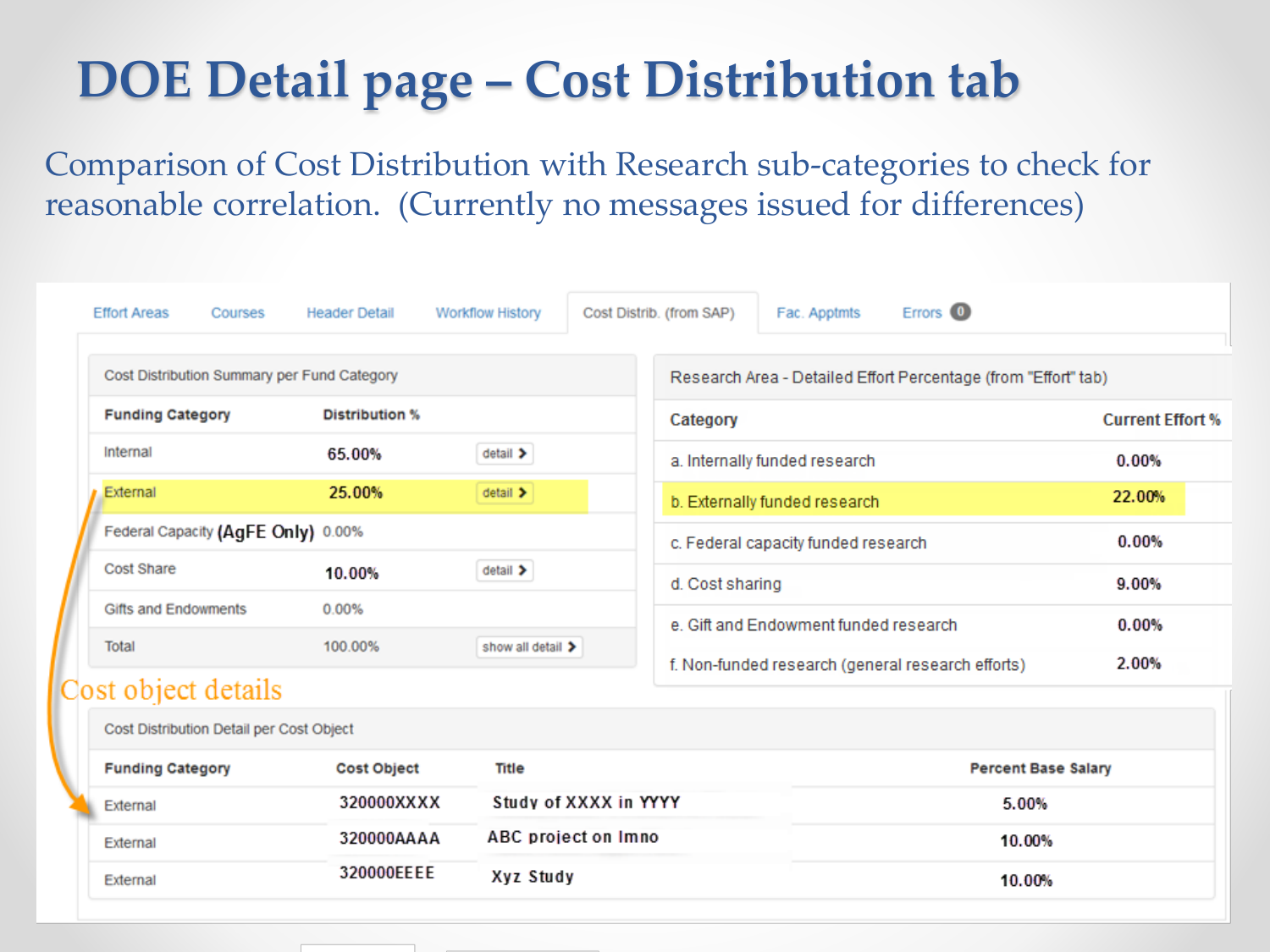# DOE Detail page – Cost Distribution tab

Comparison of Cost Distribution with Research sub-categories to check for reasonable correlation. (Currently no messages issued for differences)

Effort Areas | Courses | Header Detail | Workflow History | Cost Distrib. (from SAP) | Fac. Apptmts | Errors 0

**Cost Distribution Summary per Fund Category**

| Funding Category | Distribution % | |
|---|---|---|
| Internal | 65.00% | detail > |
| External | 25.00% | detail > |
| Federal Capacity (AgFE Only) | 0.00% | |
| Cost Share | 10.00% | detail > |
| Gifts and Endowments | 0.00% | |
| Total | 100.00% | show all detail > |

**Research Area - Detailed Effort Percentage (from "Effort" tab)**

| Category | Current Effort % |
|---|---|
| a. Internally funded research | 0.00% |
| b. Externally funded research | 22.00% |
| c. Federal capacity funded research | 0.00% |
| d. Cost sharing | 9.00% |
| e. Gift and Endowment funded research | 0.00% |
| f. Non-funded research (general research efforts) | 2.00% |

Cost object details

**Cost Distribution Detail per Cost Object**

| Funding Category | Cost Object | Title | Percent Base Salary |
|---|---|---|---|
| External | 320000XXXX | Study of XXXX in YYYY | 5.00% |
| External | 320000AAAA | ABC project on Imno | 10.00% |
| External | 320000EEEE | Xyz Study | 10.00% |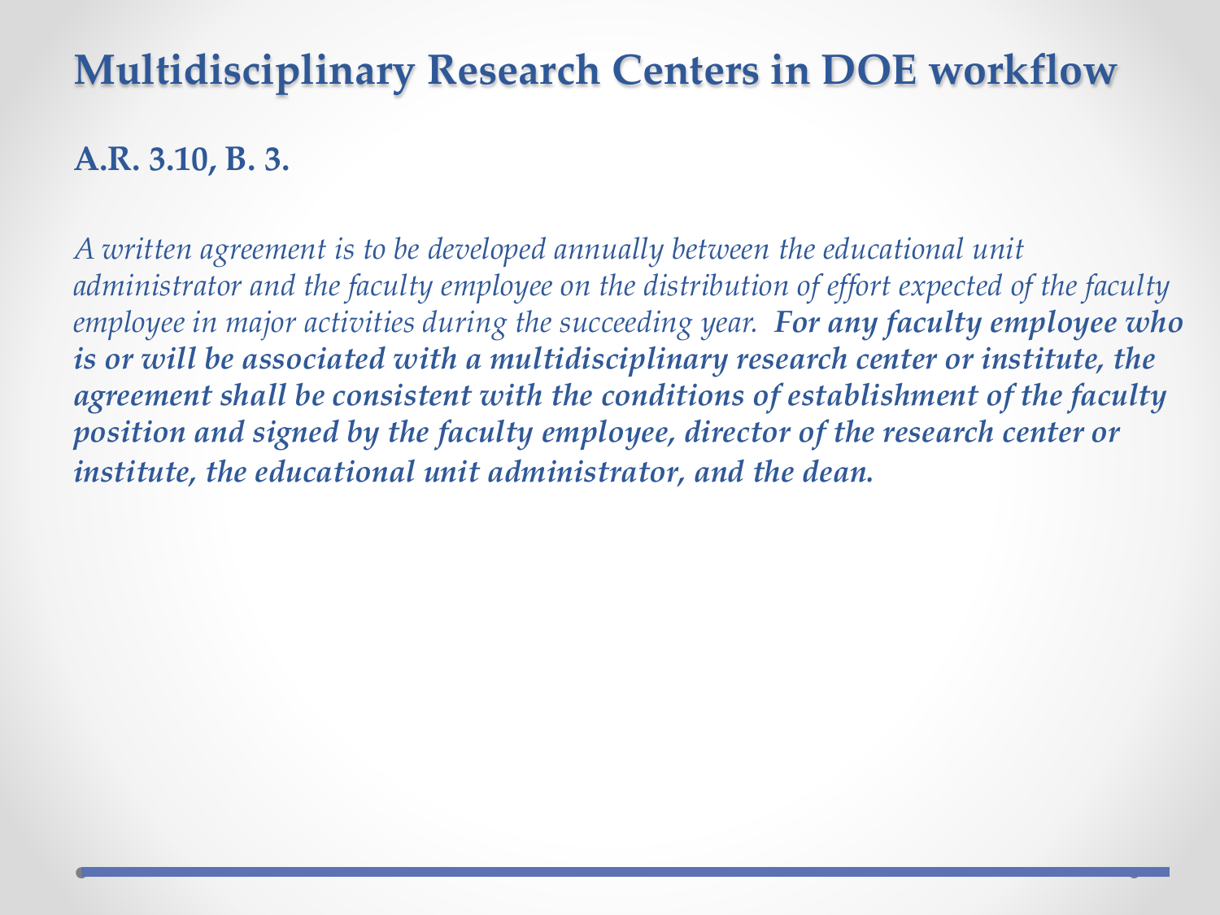# Multidisciplinary Research Centers in DOE workflow

**A.R. 3.10, B. 3.**

*A written agreement is to be developed annually between the educational unit administrator and the faculty employee on the distribution of effort expected of the faculty employee in major activities during the succeeding year.* ***For any faculty employee who is or will be associated with a multidisciplinary research center or institute, the agreement shall be consistent with the conditions of establishment of the faculty position and signed by the faculty employee, director of the research center or institute, the educational unit administrator, and the dean.***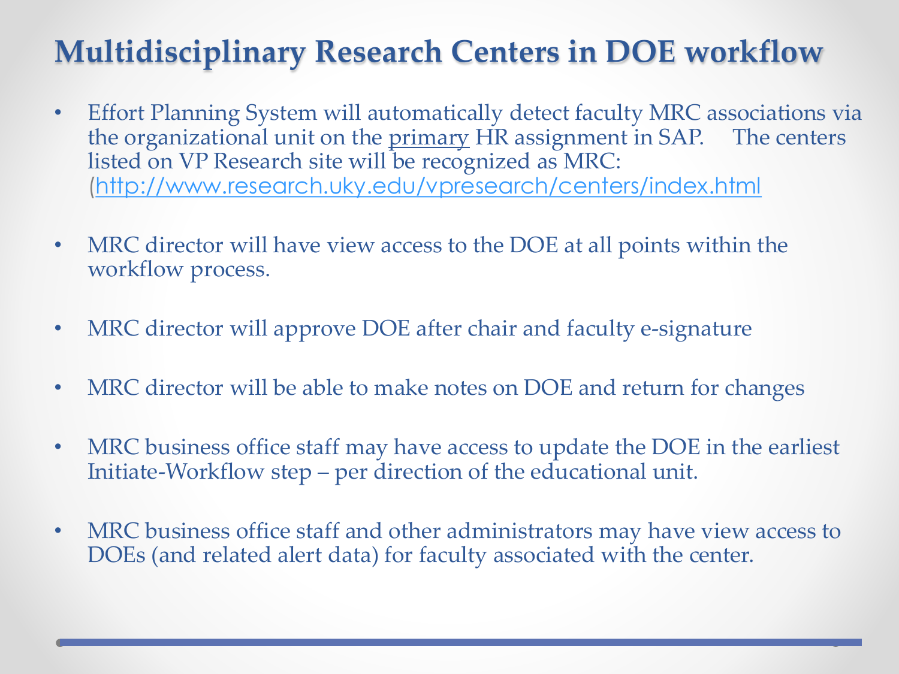# Multidisciplinary Research Centers in DOE workflow

- Effort Planning System will automatically detect faculty MRC associations via the organizational unit on the primary HR assignment in SAP. The centers listed on VP Research site will be recognized as MRC: (http://www.research.uky.edu/vpresearch/centers/index.html

- MRC director will have view access to the DOE at all points within the workflow process.

- MRC director will approve DOE after chair and faculty e-signature

- MRC director will be able to make notes on DOE and return for changes

- MRC business office staff may have access to update the DOE in the earliest Initiate-Workflow step – per direction of the educational unit.

- MRC business office staff and other administrators may have view access to DOEs (and related alert data) for faculty associated with the center.